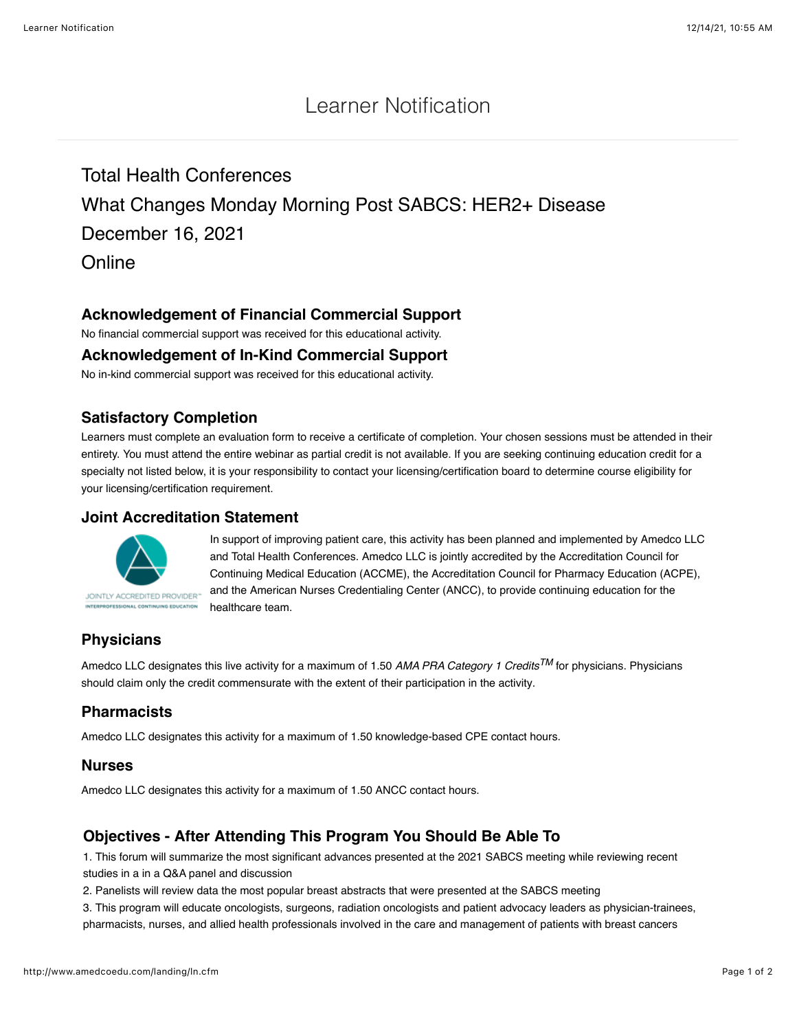# Learner Notification

## Total Health Conferences

## What Changes Monday Morning Post SABCS: HER2+ Disease

## December 16, 2021

## Online

### Acknowledgement of Financial Commercial Support

No financial commercial support was received for this educational activity.

### Acknowledgement of In-Kind Commercial Support

No in-kind commercial support was received for this educational activity.

### Satisfactory Completion

Learners must complete an evaluation form to receive a certificate of completion. Your chosen sessions must be attended in their entirety. You must attend the entire webinar as partial credit is not available. If you are seeking continuing education credit for a specialty not listed below, it is your responsibility to contact your licensing/certification board to determine course eligibility for your licensing/certification requirement.

### Joint Accreditation Statement

JOINTLY ACCREDITED PROVIDER™
INTERPROFESSIONAL CONTINUING EDUCATION

In support of improving patient care, this activity has been planned and implemented by Amedco LLC and Total Health Conferences. Amedco LLC is jointly accredited by the Accreditation Council for Continuing Medical Education (ACCME), the Accreditation Council for Pharmacy Education (ACPE), and the American Nurses Credentialing Center (ANCC), to provide continuing education for the healthcare team.

### Physicians

Amedco LLC designates this live activity for a maximum of 1.50 *AMA PRA Category 1 Credits*™ for physicians. Physicians should claim only the credit commensurate with the extent of their participation in the activity.

### Pharmacists

Amedco LLC designates this activity for a maximum of 1.50 knowledge-based CPE contact hours.

### Nurses

Amedco LLC designates this activity for a maximum of 1.50 ANCC contact hours.

### Objectives - After Attending This Program You Should Be Able To

1. This forum will summarize the most significant advances presented at the 2021 SABCS meeting while reviewing recent studies in a in a Q&A panel and discussion
2. Panelists will review data the most popular breast abstracts that were presented at the SABCS meeting
3. This program will educate oncologists, surgeons, radiation oncologists and patient advocacy leaders as physician-trainees, pharmacists, nurses, and allied health professionals involved in the care and management of patients with breast cancers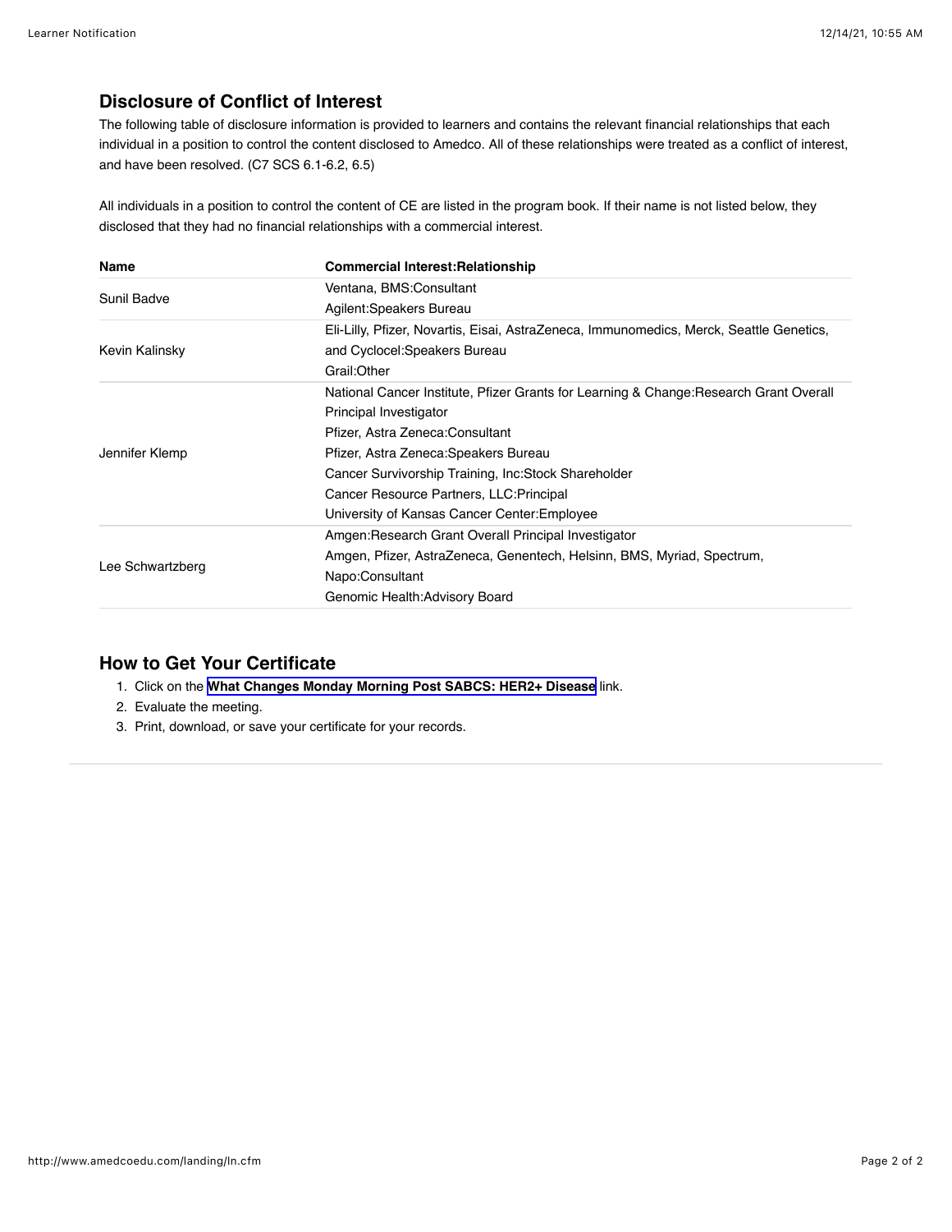## Disclosure of Conflict of Interest

The following table of disclosure information is provided to learners and contains the relevant financial relationships that each individual in a position to control the content disclosed to Amedco. All of these relationships were treated as a conflict of interest, and have been resolved. (C7 SCS 6.1-6.2, 6.5)

All individuals in a position to control the content of CE are listed in the program book. If their name is not listed below, they disclosed that they had no financial relationships with a commercial interest.

| Name | Commercial Interest:Relationship |
|---|---|
| Sunil Badve | Ventana, BMS:Consultant<br>Agilent:Speakers Bureau |
| Kevin Kalinsky | Eli-Lilly, Pfizer, Novartis, Eisai, AstraZeneca, Immunomedics, Merck, Seattle Genetics, and Cyclocel:Speakers Bureau<br>Grail:Other |
| Jennifer Klemp | National Cancer Institute, Pfizer Grants for Learning & Change:Research Grant Overall Principal Investigator<br>Pfizer, Astra Zeneca:Consultant<br>Pfizer, Astra Zeneca:Speakers Bureau<br>Cancer Survivorship Training, Inc:Stock Shareholder<br>Cancer Resource Partners, LLC:Principal<br>University of Kansas Cancer Center:Employee |
| Lee Schwartzberg | Amgen:Research Grant Overall Principal Investigator<br>Amgen, Pfizer, AstraZeneca, Genentech, Helsinn, BMS, Myriad, Spectrum, Napo:Consultant<br>Genomic Health:Advisory Board |

## How to Get Your Certificate

1. Click on the **What Changes Monday Morning Post SABCS: HER2+ Disease** link.
2. Evaluate the meeting.
3. Print, download, or save your certificate for your records.